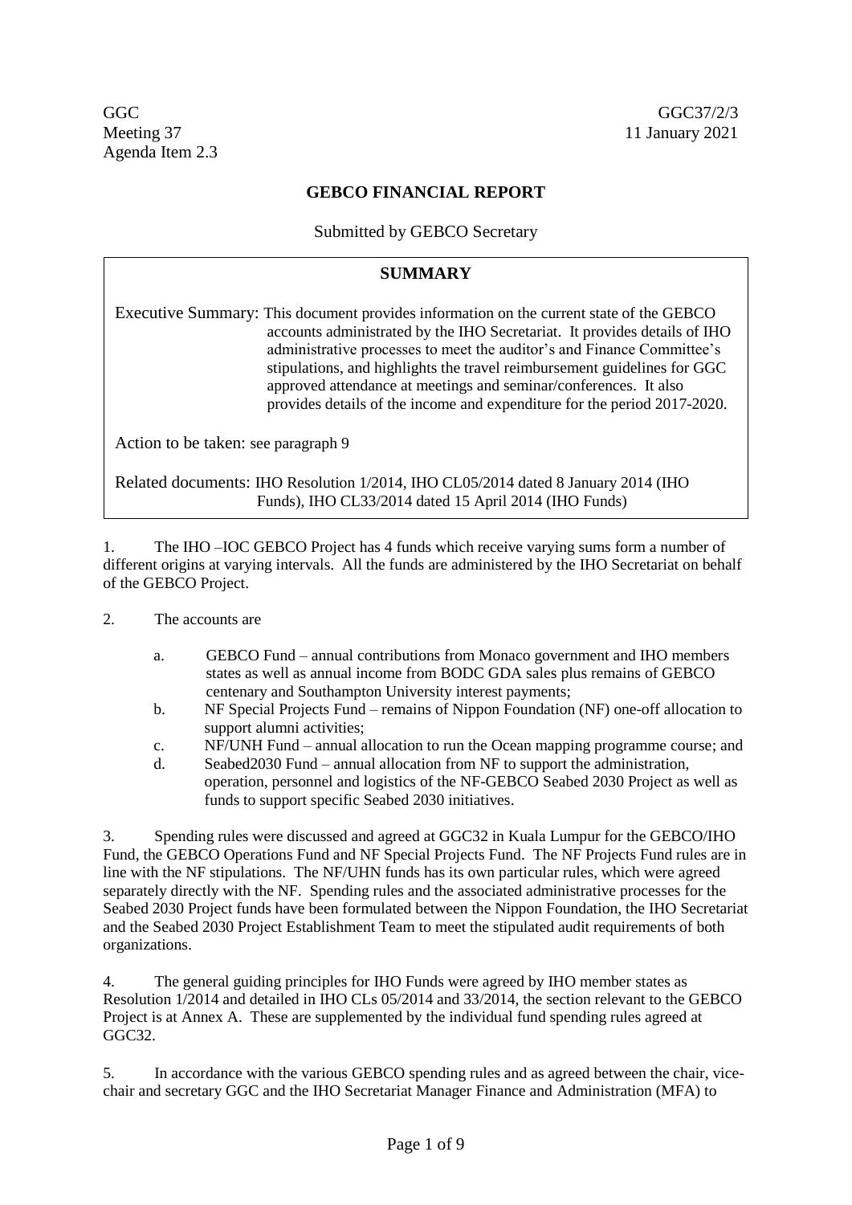GGC
Meeting 37
Agenda Item 2.3

GGC37/2/3
11 January 2021

# GEBCO FINANCIAL REPORT

Submitted by GEBCO Secretary

| **SUMMARY** |
|---|
| Executive Summary: This document provides information on the current state of the GEBCO accounts administrated by the IHO Secretariat. It provides details of IHO administrative processes to meet the auditor's and Finance Committee's stipulations, and highlights the travel reimbursement guidelines for GGC approved attendance at meetings and seminar/conferences. It also provides details of the income and expenditure for the period 2017-2020. |
| Action to be taken: see paragraph 9 |
| Related documents: IHO Resolution 1/2014, IHO CL05/2014 dated 8 January 2014 (IHO Funds), IHO CL33/2014 dated 15 April 2014 (IHO Funds) |

1. The IHO –IOC GEBCO Project has 4 funds which receive varying sums form a number of different origins at varying intervals. All the funds are administered by the IHO Secretariat on behalf of the GEBCO Project.

2. The accounts are

   a. GEBCO Fund – annual contributions from Monaco government and IHO members states as well as annual income from BODC GDA sales plus remains of GEBCO centenary and Southampton University interest payments;
   
   b. NF Special Projects Fund – remains of Nippon Foundation (NF) one-off allocation to support alumni activities;
   
   c. NF/UNH Fund – annual allocation to run the Ocean mapping programme course; and
   
   d. Seabed2030 Fund – annual allocation from NF to support the administration, operation, personnel and logistics of the NF-GEBCO Seabed 2030 Project as well as funds to support specific Seabed 2030 initiatives.

3. Spending rules were discussed and agreed at GGC32 in Kuala Lumpur for the GEBCO/IHO Fund, the GEBCO Operations Fund and NF Special Projects Fund. The NF Projects Fund rules are in line with the NF stipulations. The NF/UHN funds has its own particular rules, which were agreed separately directly with the NF. Spending rules and the associated administrative processes for the Seabed 2030 Project funds have been formulated between the Nippon Foundation, the IHO Secretariat and the Seabed 2030 Project Establishment Team to meet the stipulated audit requirements of both organizations.

4. The general guiding principles for IHO Funds were agreed by IHO member states as Resolution 1/2014 and detailed in IHO CLs 05/2014 and 33/2014, the section relevant to the GEBCO Project is at Annex A. These are supplemented by the individual fund spending rules agreed at GGC32.

5. In accordance with the various GEBCO spending rules and as agreed between the chair, vice-chair and secretary GGC and the IHO Secretariat Manager Finance and Administration (MFA) to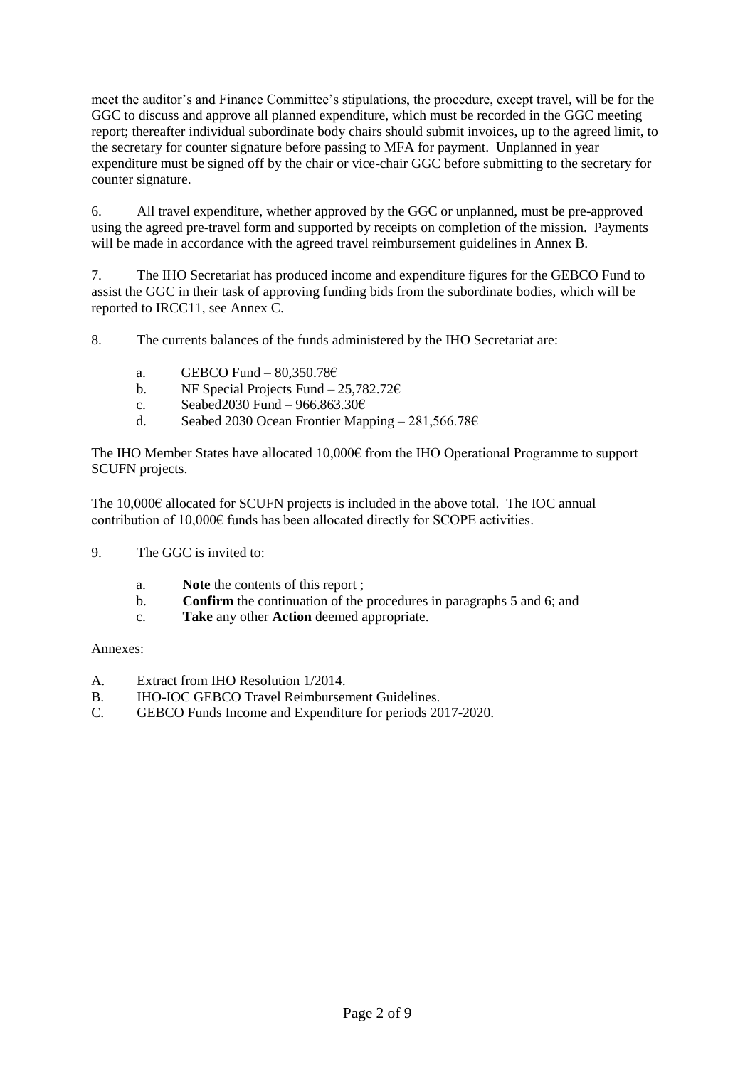meet the auditor's and Finance Committee's stipulations, the procedure, except travel, will be for the GGC to discuss and approve all planned expenditure, which must be recorded in the GGC meeting report; thereafter individual subordinate body chairs should submit invoices, up to the agreed limit, to the secretary for counter signature before passing to MFA for payment. Unplanned in year expenditure must be signed off by the chair or vice-chair GGC before submitting to the secretary for counter signature.

6. All travel expenditure, whether approved by the GGC or unplanned, must be pre-approved using the agreed pre-travel form and supported by receipts on completion of the mission. Payments will be made in accordance with the agreed travel reimbursement guidelines in Annex B.

7. The IHO Secretariat has produced income and expenditure figures for the GEBCO Fund to assist the GGC in their task of approving funding bids from the subordinate bodies, which will be reported to IRCC11, see Annex C.

8. The currents balances of the funds administered by the IHO Secretariat are:

   a. GEBCO Fund – 80,350.78€
   b. NF Special Projects Fund – 25,782.72€
   c. Seabed2030 Fund – 966.863.30€
   d. Seabed 2030 Ocean Frontier Mapping – 281,566.78€

The IHO Member States have allocated 10,000€ from the IHO Operational Programme to support SCUFN projects.

The 10,000€ allocated for SCUFN projects is included in the above total. The IOC annual contribution of 10,000€ funds has been allocated directly for SCOPE activities.

9. The GGC is invited to:

   a. **Note** the contents of this report ;
   b. **Confirm** the continuation of the procedures in paragraphs 5 and 6; and
   c. **Take** any other **Action** deemed appropriate.

Annexes:

A. Extract from IHO Resolution 1/2014.
B. IHO-IOC GEBCO Travel Reimbursement Guidelines.
C. GEBCO Funds Income and Expenditure for periods 2017-2020.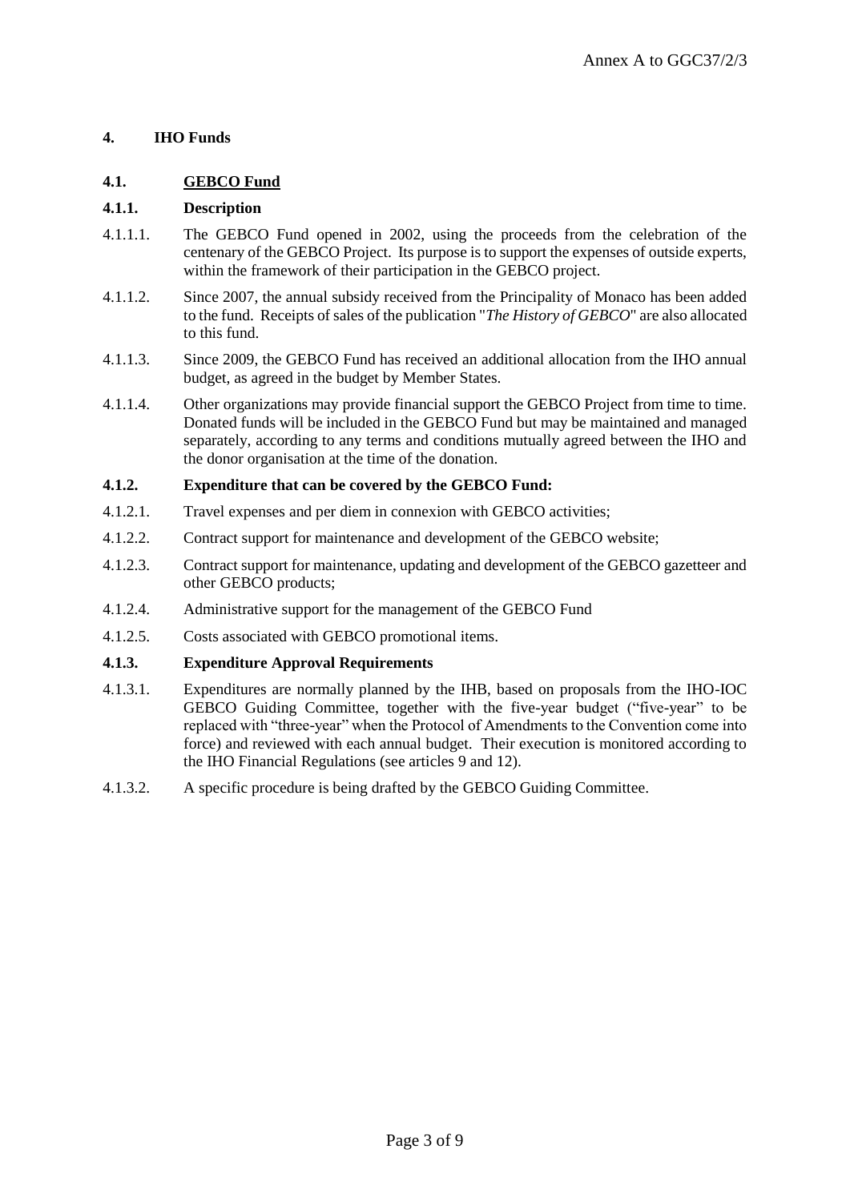## 4. IHO Funds

### 4.1. <u>GEBCO Fund</u>

#### 4.1.1. Description

4.1.1.1. The GEBCO Fund opened in 2002, using the proceeds from the celebration of the centenary of the GEBCO Project. Its purpose is to support the expenses of outside experts, within the framework of their participation in the GEBCO project.

4.1.1.2. Since 2007, the annual subsidy received from the Principality of Monaco has been added to the fund. Receipts of sales of the publication "*The History of GEBCO*" are also allocated to this fund.

4.1.1.3. Since 2009, the GEBCO Fund has received an additional allocation from the IHO annual budget, as agreed in the budget by Member States.

4.1.1.4. Other organizations may provide financial support the GEBCO Project from time to time. Donated funds will be included in the GEBCO Fund but may be maintained and managed separately, according to any terms and conditions mutually agreed between the IHO and the donor organisation at the time of the donation.

#### 4.1.2. Expenditure that can be covered by the GEBCO Fund:

4.1.2.1. Travel expenses and per diem in connexion with GEBCO activities;

4.1.2.2. Contract support for maintenance and development of the GEBCO website;

4.1.2.3. Contract support for maintenance, updating and development of the GEBCO gazetteer and other GEBCO products;

4.1.2.4. Administrative support for the management of the GEBCO Fund

4.1.2.5. Costs associated with GEBCO promotional items.

#### 4.1.3. Expenditure Approval Requirements

4.1.3.1. Expenditures are normally planned by the IHB, based on proposals from the IHO-IOC GEBCO Guiding Committee, together with the five-year budget ("five-year" to be replaced with "three-year" when the Protocol of Amendments to the Convention come into force) and reviewed with each annual budget. Their execution is monitored according to the IHO Financial Regulations (see articles 9 and 12).

4.1.3.2. A specific procedure is being drafted by the GEBCO Guiding Committee.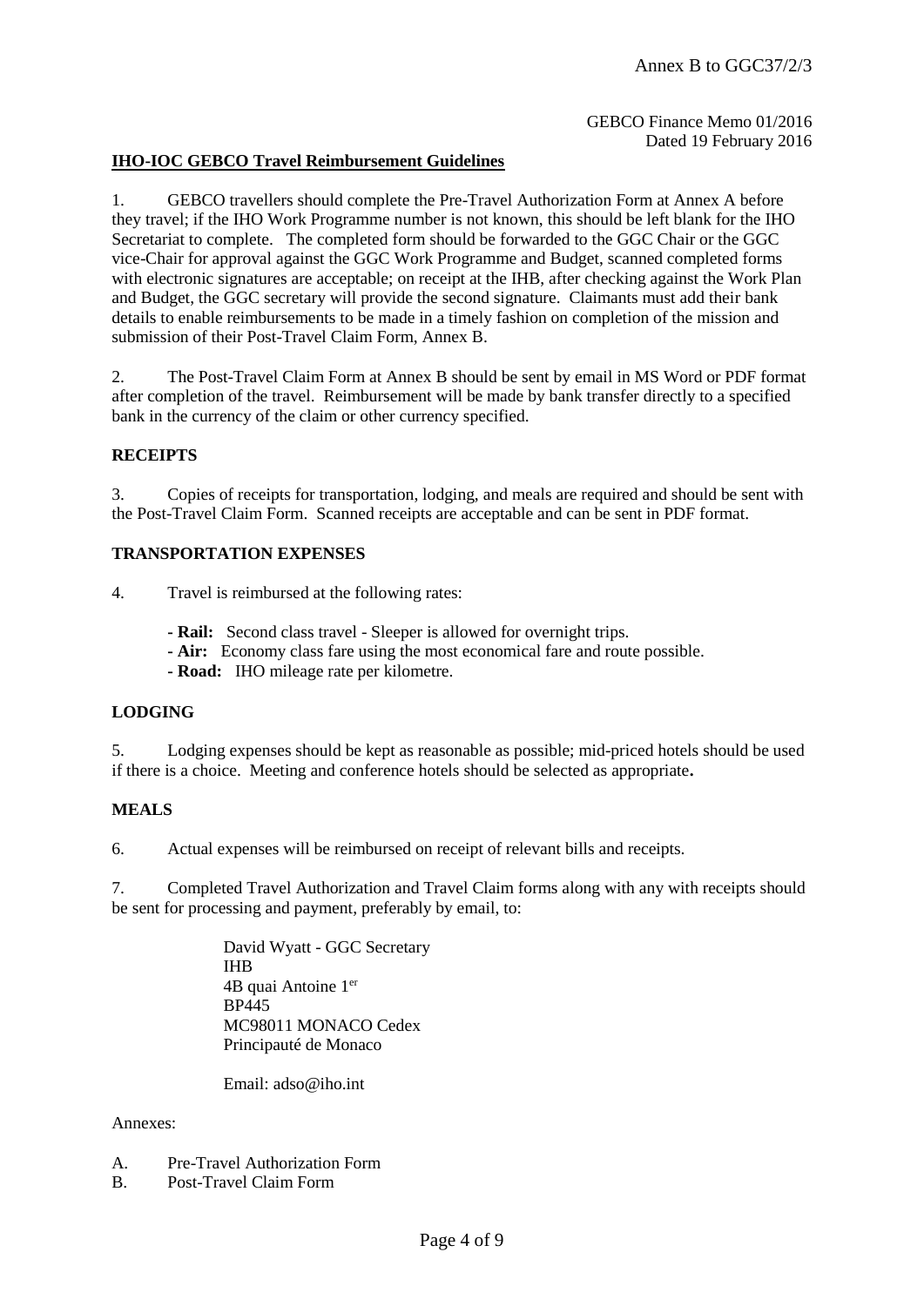Annex B to GGC37/2/3

GEBCO Finance Memo 01/2016
Dated 19 February 2016

**IHO-IOC GEBCO Travel Reimbursement Guidelines**

1. GEBCO travellers should complete the Pre-Travel Authorization Form at Annex A before they travel; if the IHO Work Programme number is not known, this should be left blank for the IHO Secretariat to complete. The completed form should be forwarded to the GGC Chair or the GGC vice-Chair for approval against the GGC Work Programme and Budget, scanned completed forms with electronic signatures are acceptable; on receipt at the IHB, after checking against the Work Plan and Budget, the GGC secretary will provide the second signature. Claimants must add their bank details to enable reimbursements to be made in a timely fashion on completion of the mission and submission of their Post-Travel Claim Form, Annex B.

2. The Post-Travel Claim Form at Annex B should be sent by email in MS Word or PDF format after completion of the travel. Reimbursement will be made by bank transfer directly to a specified bank in the currency of the claim or other currency specified.

**RECEIPTS**

3. Copies of receipts for transportation, lodging, and meals are required and should be sent with the Post-Travel Claim Form. Scanned receipts are acceptable and can be sent in PDF format.

**TRANSPORTATION EXPENSES**

4. Travel is reimbursed at the following rates:

- **Rail:** Second class travel - Sleeper is allowed for overnight trips.
- **Air:** Economy class fare using the most economical fare and route possible.
- **Road:** IHO mileage rate per kilometre.

**LODGING**

5. Lodging expenses should be kept as reasonable as possible; mid-priced hotels should be used if there is a choice. Meeting and conference hotels should be selected as appropriate**.**

**MEALS**

6. Actual expenses will be reimbursed on receipt of relevant bills and receipts.

7. Completed Travel Authorization and Travel Claim forms along with any with receipts should be sent for processing and payment, preferably by email, to:

David Wyatt - GGC Secretary
IHB
4B quai Antoine 1er
BP445
MC98011 MONACO Cedex
Principauté de Monaco

Email: adso@iho.int

Annexes:

A. Pre-Travel Authorization Form
B. Post-Travel Claim Form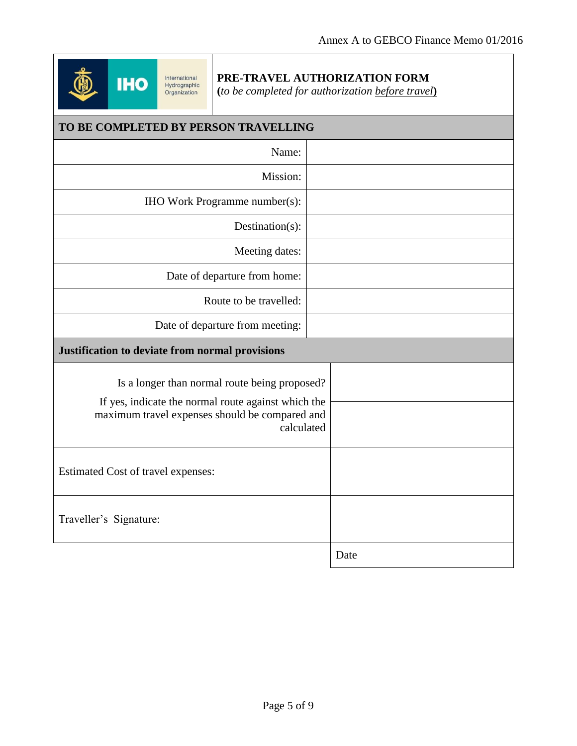Annex A to GEBCO Finance Memo 01/2016

**PRE-TRAVEL AUTHORIZATION FORM**
**(*to be completed for authorization before travel*)**

| **TO BE COMPLETED BY PERSON TRAVELLING** | |
|---|---|
| Name: | |
| Mission: | |
| IHO Work Programme number(s): | |
| Destination(s): | |
| Meeting dates: | |
| Date of departure from home: | |
| Route to be travelled: | |
| Date of departure from meeting: | |

| **Justification to deviate from normal provisions** | |
|---|---|
| Is a longer than normal route being proposed? | |
| If yes, indicate the normal route against which the maximum travel expenses should be compared and calculated | |
| Estimated Cost of travel expenses: | |
| Traveller's Signature: | |
| | Date |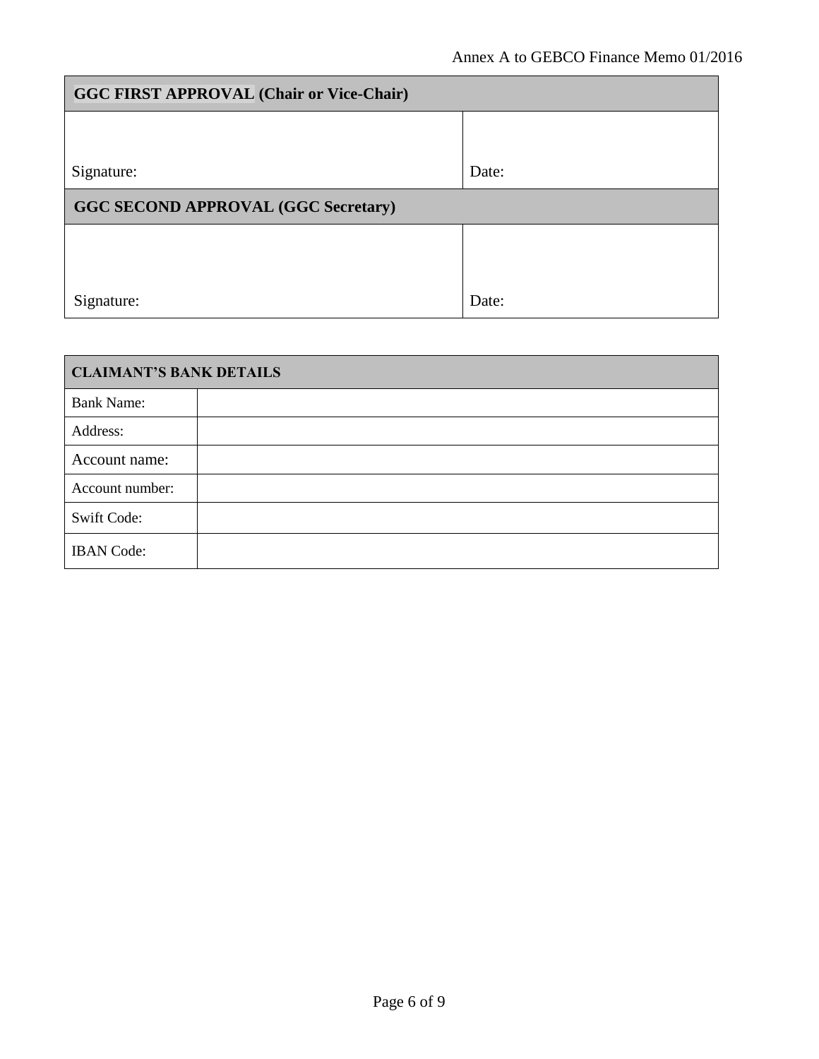| GGC FIRST APPROVAL (Chair or Vice-Chair) | |
|---|---|
| Signature: | Date: |
| **GGC SECOND APPROVAL (GGC Secretary)** | |
| Signature: | Date: |

| CLAIMANT'S BANK DETAILS | |
|---|---|
| Bank Name: | |
| Address: | |
| Account name: | |
| Account number: | |
| Swift Code: | |
| IBAN Code: | |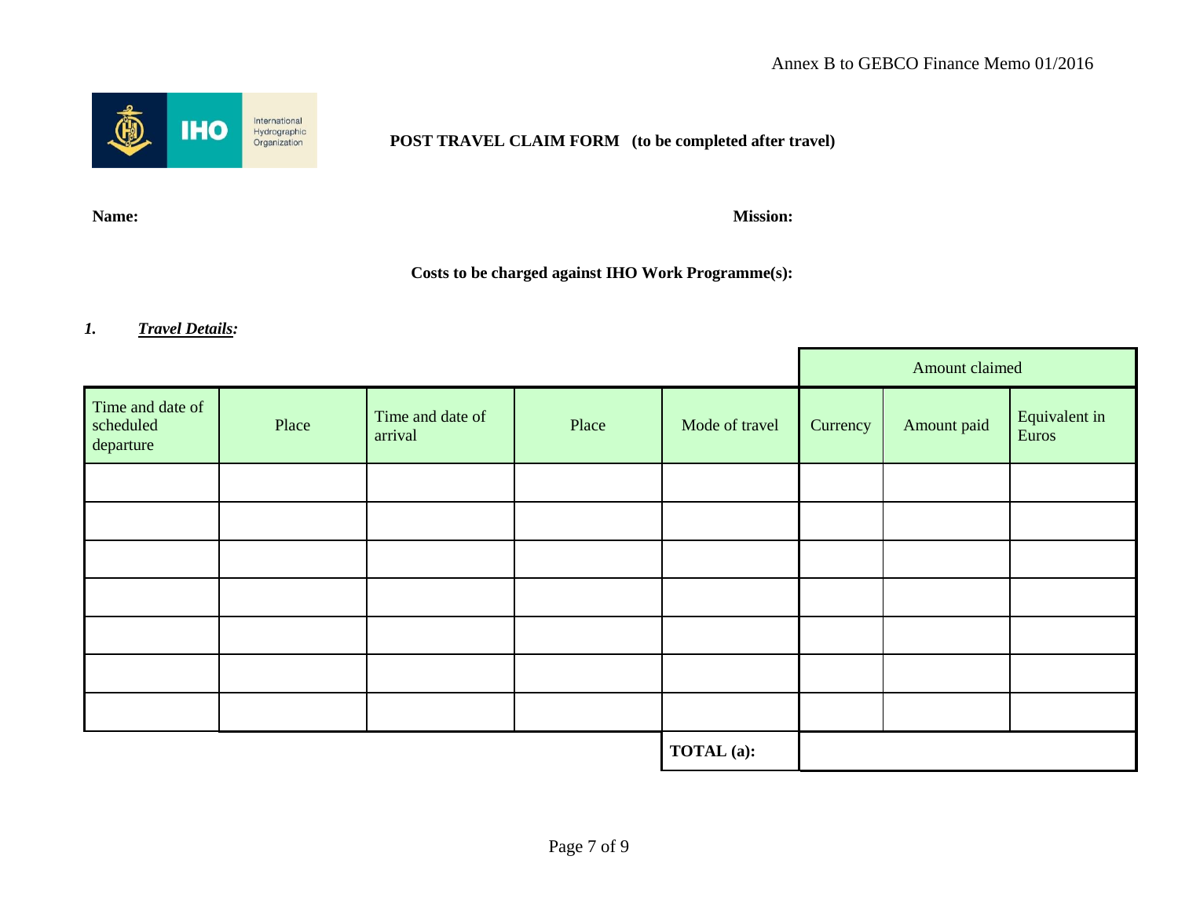Annex B to GEBCO Finance Memo 01/2016

**POST TRAVEL CLAIM FORM (to be completed after travel)**

**Name:** **Mission:**

**Costs to be charged against IHO Work Programme(s):**

***1. Travel Details:***

| | | | | | Amount claimed | | |
|---|---|---|---|---|---|---|---|
| Time and date of scheduled departure | Place | Time and date of arrival | Place | Mode of travel | Currency | Amount paid | Equivalent in Euros |
| | | | | | | | |
| | | | | | | | |
| | | | | | | | |
| | | | | | | | |
| | | | | | | | |
| | | | | | | | |
| | | | | | | | |
| | | | | **TOTAL (a):** | | | |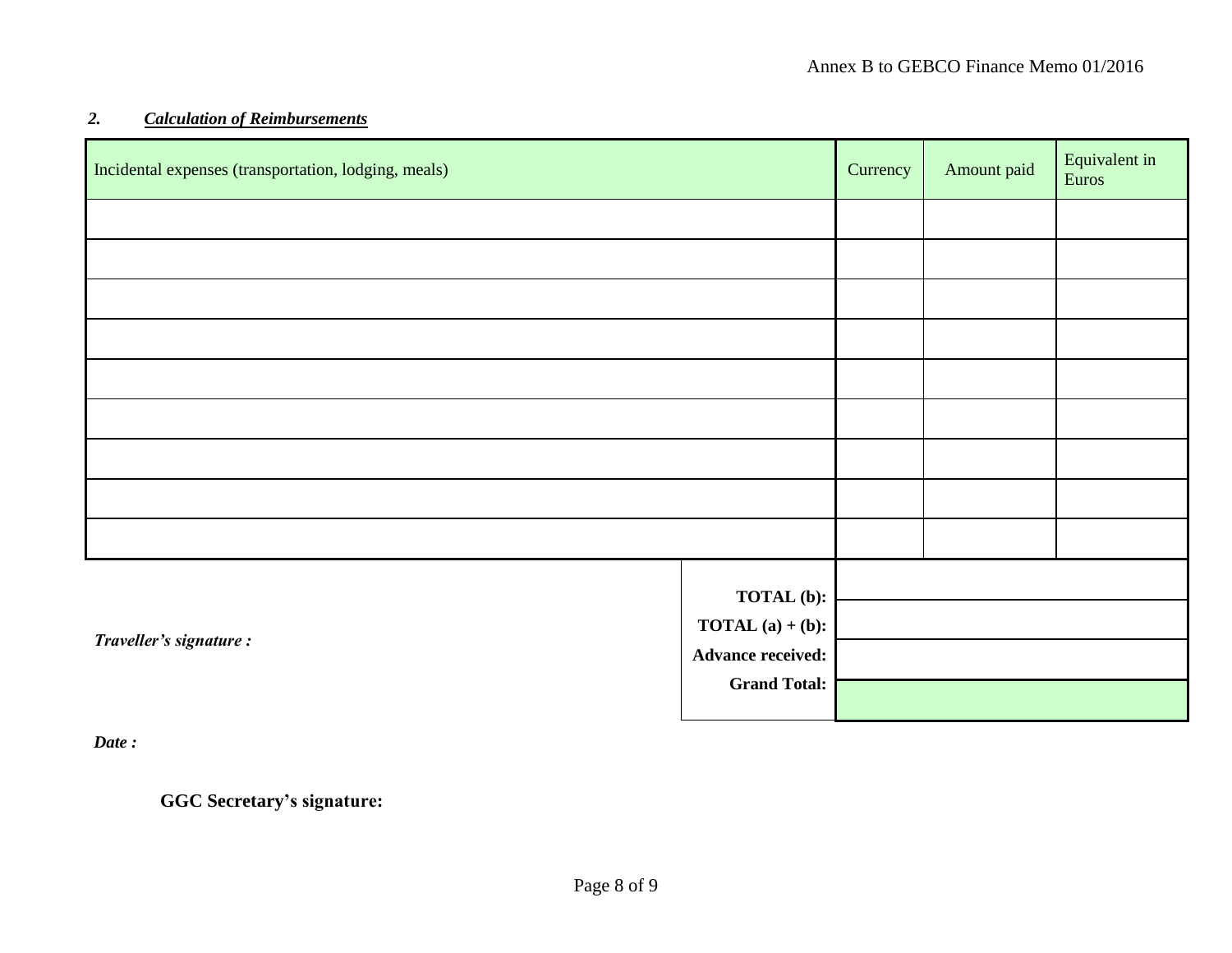## *2. Calculation of Reimbursements*

| Incidental expenses (transportation, lodging, meals) | Currency | Amount paid | Equivalent in Euros |
|---|---|---|---|
| | | | |
| | | | |
| | | | |
| | | | |
| | | | |
| | | | |
| | | | |
| | | | |
| | | | |

| | |
|---|---|
| **TOTAL (b):** | |
| **TOTAL (a) + (b):** | |
| **Advance received:** | |
| **Grand Total:** | |

***Traveller's signature :***

***Date :***

**GGC Secretary's signature:**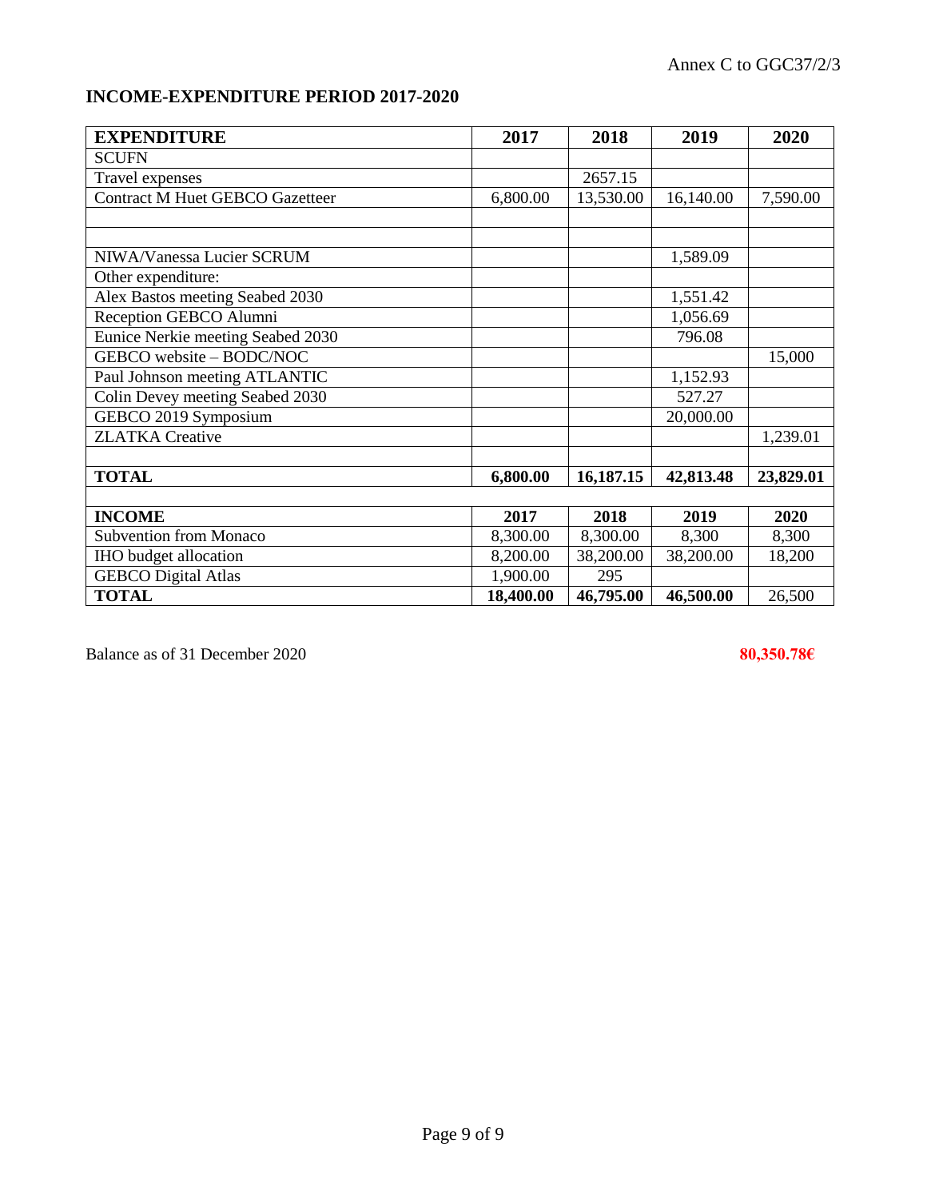Annex C to GGC37/2/3

## INCOME-EXPENDITURE PERIOD 2017-2020

| **EXPENDITURE** | **2017** | **2018** | **2019** | **2020** |
|---|---|---|---|---|
| SCUFN | | | | |
| Travel expenses | | 2657.15 | | |
| Contract M Huet GEBCO Gazetteer | 6,800.00 | 13,530.00 | 16,140.00 | 7,590.00 |
| | | | | |
| | | | | |
| NIWA/Vanessa Lucier SCRUM | | | 1,589.09 | |
| Other expenditure: | | | | |
| Alex Bastos meeting Seabed 2030 | | | 1,551.42 | |
| Reception GEBCO Alumni | | | 1,056.69 | |
| Eunice Nerkie meeting Seabed 2030 | | | 796.08 | |
| GEBCO website – BODC/NOC | | | | 15,000 |
| Paul Johnson meeting ATLANTIC | | | 1,152.93 | |
| Colin Devey meeting Seabed 2030 | | | 527.27 | |
| GEBCO 2019 Symposium | | | 20,000.00 | |
| ZLATKA Creative | | | | 1,239.01 |
| | | | | |
| **TOTAL** | **6,800.00** | **16,187.15** | **42,813.48** | **23,829.01** |
| | | | | |
| **INCOME** | **2017** | **2018** | **2019** | **2020** |
| Subvention from Monaco | 8,300.00 | 8,300.00 | 8,300 | 8,300 |
| IHO budget allocation | 8,200.00 | 38,200.00 | 38,200.00 | 18,200 |
| GEBCO Digital Atlas | 1,900.00 | 295 | | |
| **TOTAL** | **18,400.00** | **46,795.00** | **46,500.00** | 26,500 |

Balance as of 31 December 2020 **80,350.78€**